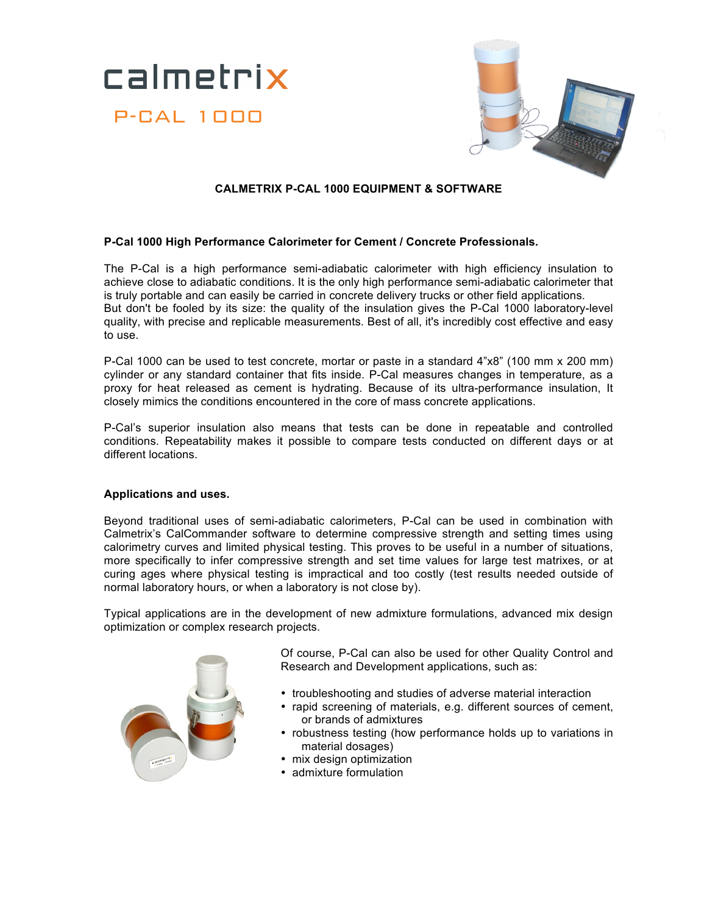# calmetrix

## P-CAL 1000

**CALMETRIX P-CAL 1000 EQUIPMENT & SOFTWARE**

**P-Cal 1000 High Performance Calorimeter for Cement / Concrete Professionals.**

The P-Cal is a high performance semi-adiabatic calorimeter with high efficiency insulation to achieve close to adiabatic conditions. It is the only high performance semi-adiabatic calorimeter that is truly portable and can easily be carried in concrete delivery trucks or other field applications.
But don't be fooled by its size: the quality of the insulation gives the P-Cal 1000 laboratory-level quality, with precise and replicable measurements. Best of all, it's incredibly cost effective and easy to use.

P-Cal 1000 can be used to test concrete, mortar or paste in a standard 4"x8" (100 mm x 200 mm) cylinder or any standard container that fits inside. P-Cal measures changes in temperature, as a proxy for heat released as cement is hydrating. Because of its ultra-performance insulation, It closely mimics the conditions encountered in the core of mass concrete applications.

P-Cal's superior insulation also means that tests can be done in repeatable and controlled conditions. Repeatability makes it possible to compare tests conducted on different days or at different locations.

**Applications and uses.**

Beyond traditional uses of semi-adiabatic calorimeters, P-Cal can be used in combination with Calmetrix's CalCommander software to determine compressive strength and setting times using calorimetry curves and limited physical testing. This proves to be useful in a number of situations, more specifically to infer compressive strength and set time values for large test matrixes, or at curing ages where physical testing is impractical and too costly (test results needed outside of normal laboratory hours, or when a laboratory is not close by).

Typical applications are in the development of new admixture formulations, advanced mix design optimization or complex research projects.

Of course, P-Cal can also be used for other Quality Control and Research and Development applications, such as:

- troubleshooting and studies of adverse material interaction
- rapid screening of materials, e.g. different sources of cement, or brands of admixtures
- robustness testing (how performance holds up to variations in material dosages)
- mix design optimization
- admixture formulation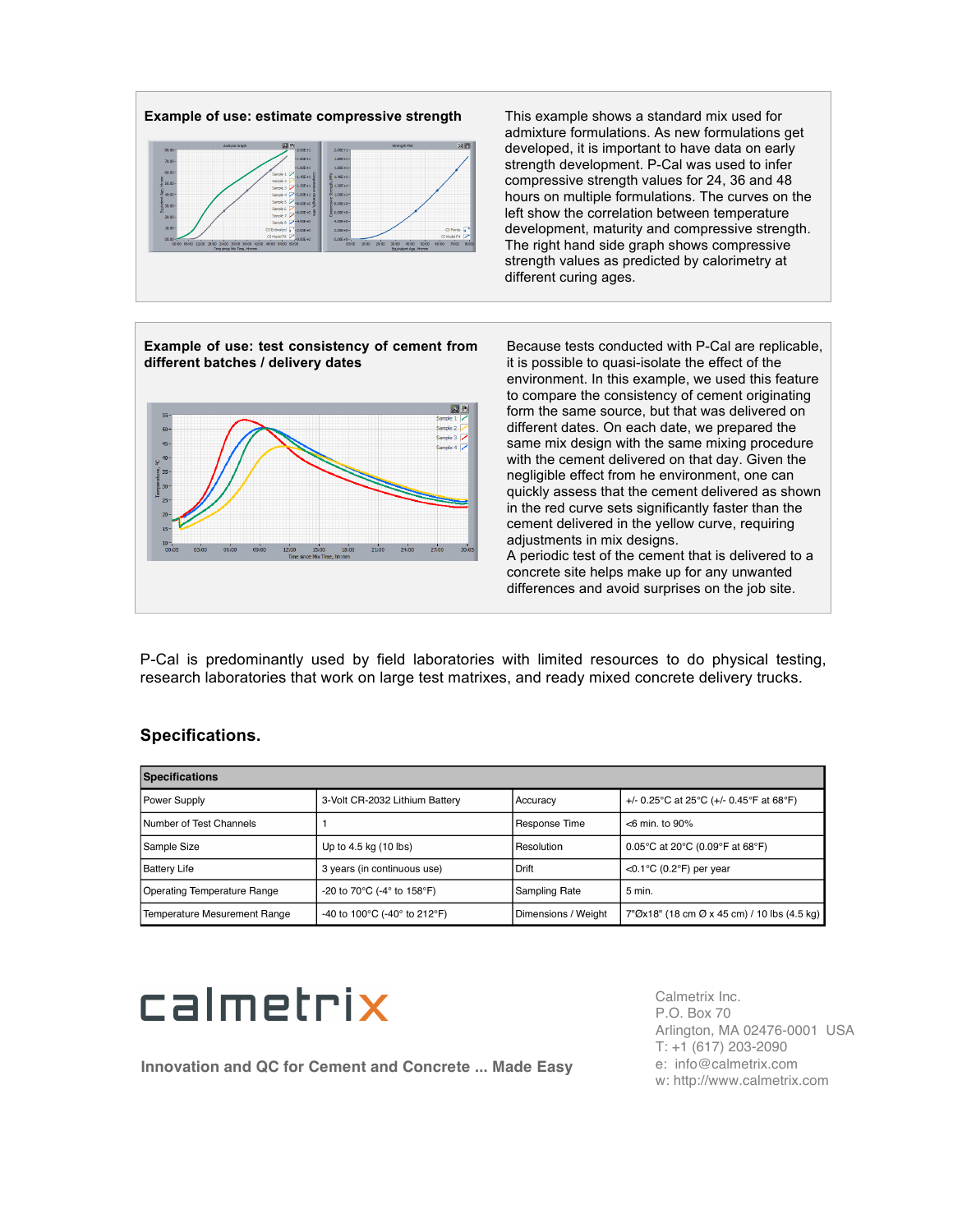**Example of use: estimate compressive strength**

This example shows a standard mix used for admixture formulations. As new formulations get developed, it is important to have data on early strength development. P-Cal was used to infer compressive strength values for 24, 36 and 48 hours on multiple formulations. The curves on the left show the correlation between temperature development, maturity and compressive strength. The right hand side graph shows compressive strength values as predicted by calorimetry at different curing ages.

**Example of use: test consistency of cement from different batches / delivery dates**

Sample 1
Sample 2
Sample 3
Sample 4
Temperature, °C
55
50
45
40
35
30
25
20
15
10
00:05 03:00 06:00 09:00 12:00 15:00 18:00 21:00 24:00 27:00 30:05
Time since Mix Time, hh:mm

Because tests conducted with P-Cal are replicable, it is possible to quasi-isolate the effect of the environment. In this example, we used this feature to compare the consistency of cement originating form the same source, but that was delivered on different dates. On each date, we prepared the same mix design with the same mixing procedure with the cement delivered on that day. Given the negligible effect from he environment, one can quickly assess that the cement delivered as shown in the red curve sets significantly faster than the cement delivered in the yellow curve, requiring adjustments in mix designs.
A periodic test of the cement that is delivered to a concrete site helps make up for any unwanted differences and avoid surprises on the job site.

P-Cal is predominantly used by field laboratories with limited resources to do physical testing, research laboratories that work on large test matrixes, and ready mixed concrete delivery trucks.

## Specifications.

| Specifications | | | |
|---|---|---|---|
| Power Supply | 3-Volt CR-2032 Lithium Battery | Accuracy | +/- 0.25°C at 25°C (+/- 0.45°F at 68°F) |
| Number of Test Channels | 1 | Response Time | <6 min. to 90% |
| Sample Size | Up to 4.5 kg (10 lbs) | Resolution | 0.05°C at 20°C (0.09°F at 68°F) |
| Battery Life | 3 years (in continuous use) | Drift | <0.1°C (0.2°F) per year |
| Operating Temperature Range | -20 to 70°C (-4° to 158°F) | Sampling Rate | 5 min. |
| Temperature Mesurement Range | -40 to 100°C (-40° to 212°F) | Dimensions / Weight | 7"Øx18" (18 cm Ø x 45 cm) / 10 lbs (4.5 kg) |

calmetrix

**Innovation and QC for Cement and Concrete ... Made Easy**

Calmetrix Inc.
P.O. Box 70
Arlington, MA 02476-0001 USA
T: +1 (617) 203-2090
e: info@calmetrix.com
w: http://www.calmetrix.com